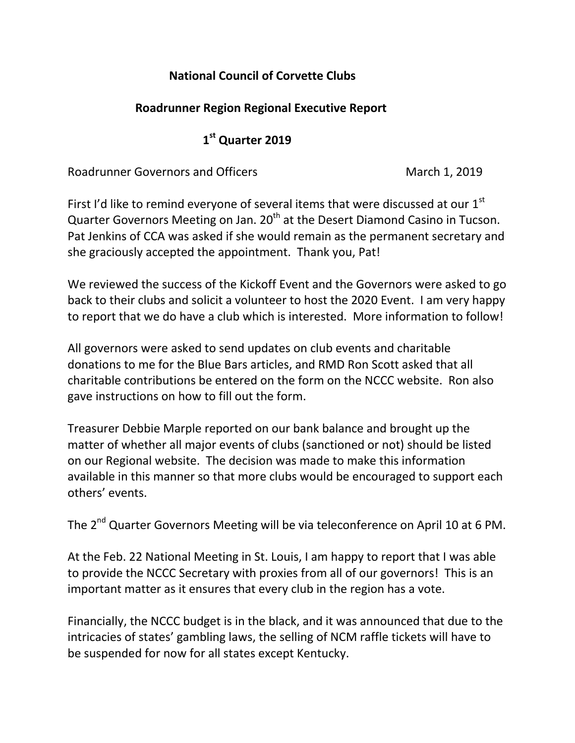# National Council of Corvette Clubs

## Roadrunner Region Regional Executive Report

## 1st Quarter 2019

Roadrunner Governors and Officers March 1, 2019

First I'd like to remind everyone of several items that were discussed at our 1st Quarter Governors Meeting on Jan. 20th at the Desert Diamond Casino in Tucson. Pat Jenkins of CCA was asked if she would remain as the permanent secretary and she graciously accepted the appointment. Thank you, Pat!

We reviewed the success of the Kickoff Event and the Governors were asked to go back to their clubs and solicit a volunteer to host the 2020 Event. I am very happy to report that we do have a club which is interested. More information to follow!

All governors were asked to send updates on club events and charitable donations to me for the Blue Bars articles, and RMD Ron Scott asked that all charitable contributions be entered on the form on the NCCC website. Ron also gave instructions on how to fill out the form.

Treasurer Debbie Marple reported on our bank balance and brought up the matter of whether all major events of clubs (sanctioned or not) should be listed on our Regional website. The decision was made to make this information available in this manner so that more clubs would be encouraged to support each others' events.

The 2nd Quarter Governors Meeting will be via teleconference on April 10 at 6 PM.

At the Feb. 22 National Meeting in St. Louis, I am happy to report that I was able to provide the NCCC Secretary with proxies from all of our governors! This is an important matter as it ensures that every club in the region has a vote.

Financially, the NCCC budget is in the black, and it was announced that due to the intricacies of states' gambling laws, the selling of NCM raffle tickets will have to be suspended for now for all states except Kentucky.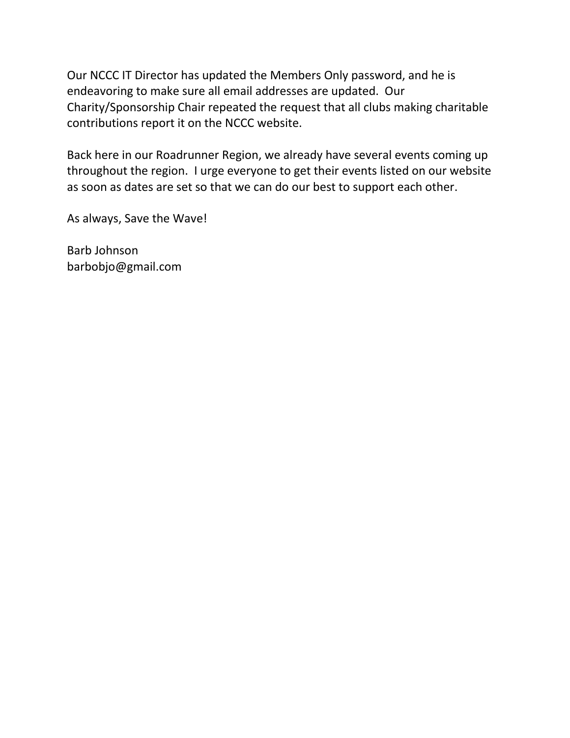Our NCCC IT Director has updated the Members Only password, and he is endeavoring to make sure all email addresses are updated. Our Charity/Sponsorship Chair repeated the request that all clubs making charitable contributions report it on the NCCC website.

Back here in our Roadrunner Region, we already have several events coming up throughout the region. I urge everyone to get their events listed on our website as soon as dates are set so that we can do our best to support each other.

As always, Save the Wave!

Barb Johnson
barbobjo@gmail.com